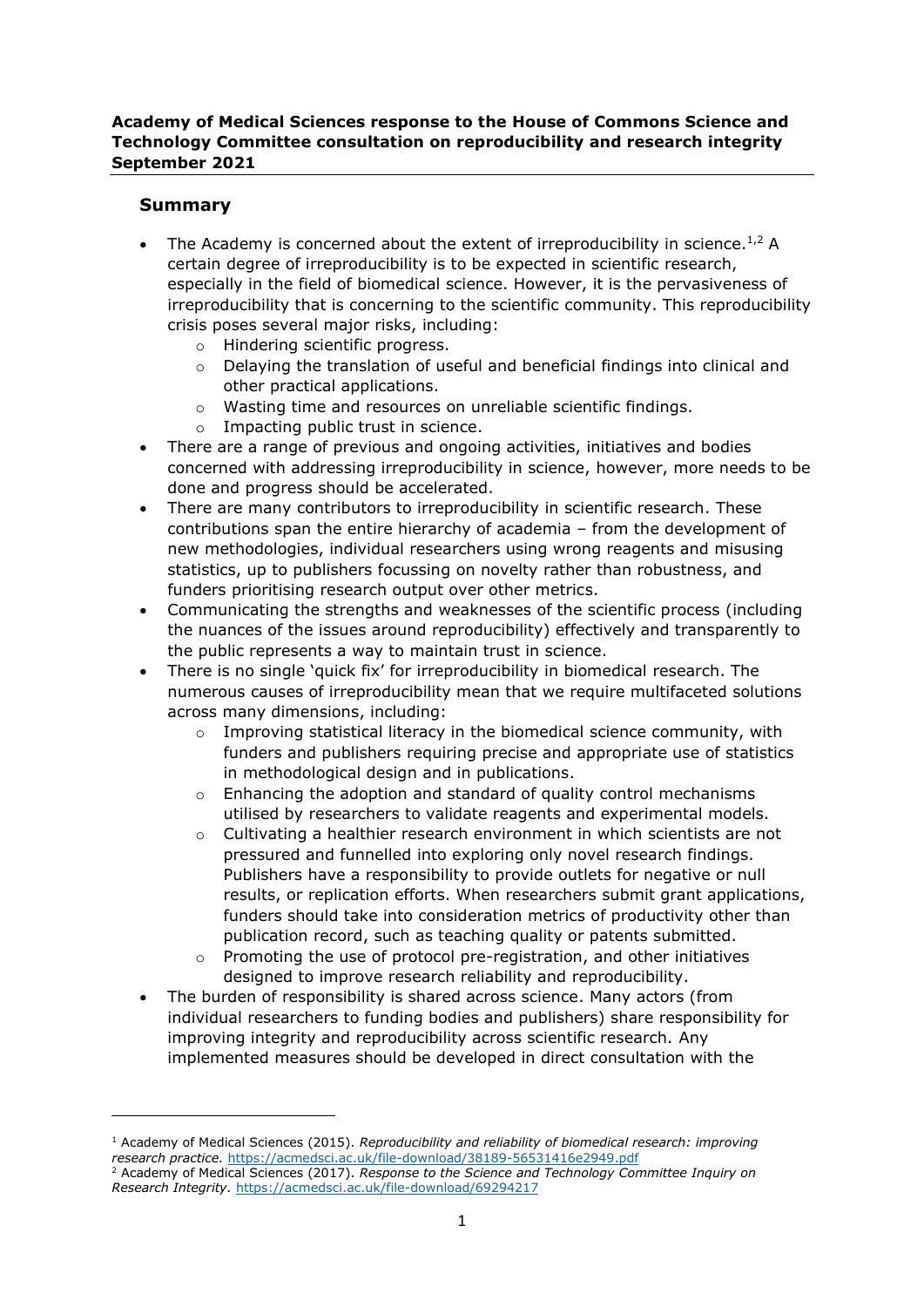**Academy of Medical Sciences response to the House of Commons Science and Technology Committee consultation on reproducibility and research integrity September 2021**

## Summary

- The Academy is concerned about the extent of irreproducibility in science.[1,2] A certain degree of irreproducibility is to be expected in scientific research, especially in the field of biomedical science. However, it is the pervasiveness of irreproducibility that is concerning to the scientific community. This reproducibility crisis poses several major risks, including:
  - Hindering scientific progress.
  - Delaying the translation of useful and beneficial findings into clinical and other practical applications.
  - Wasting time and resources on unreliable scientific findings.
  - Impacting public trust in science.
- There are a range of previous and ongoing activities, initiatives and bodies concerned with addressing irreproducibility in science, however, more needs to be done and progress should be accelerated.
- There are many contributors to irreproducibility in scientific research. These contributions span the entire hierarchy of academia – from the development of new methodologies, individual researchers using wrong reagents and misusing statistics, up to publishers focussing on novelty rather than robustness, and funders prioritising research output over other metrics.
- Communicating the strengths and weaknesses of the scientific process (including the nuances of the issues around reproducibility) effectively and transparently to the public represents a way to maintain trust in science.
- There is no single 'quick fix' for irreproducibility in biomedical research. The numerous causes of irreproducibility mean that we require multifaceted solutions across many dimensions, including:
  - Improving statistical literacy in the biomedical science community, with funders and publishers requiring precise and appropriate use of statistics in methodological design and in publications.
  - Enhancing the adoption and standard of quality control mechanisms utilised by researchers to validate reagents and experimental models.
  - Cultivating a healthier research environment in which scientists are not pressured and funnelled into exploring only novel research findings. Publishers have a responsibility to provide outlets for negative or null results, or replication efforts. When researchers submit grant applications, funders should take into consideration metrics of productivity other than publication record, such as teaching quality or patents submitted.
  - Promoting the use of protocol pre-registration, and other initiatives designed to improve research reliability and reproducibility.
- The burden of responsibility is shared across science. Many actors (from individual researchers to funding bodies and publishers) share responsibility for improving integrity and reproducibility across scientific research. Any implemented measures should be developed in direct consultation with the

---

[1] Academy of Medical Sciences (2015). *Reproducibility and reliability of biomedical research: improving research practice.* https://acmedsci.ac.uk/file-download/38189-56531416e2949.pdf

[2] Academy of Medical Sciences (2017). *Response to the Science and Technology Committee Inquiry on Research Integrity.* https://acmedsci.ac.uk/file-download/69294217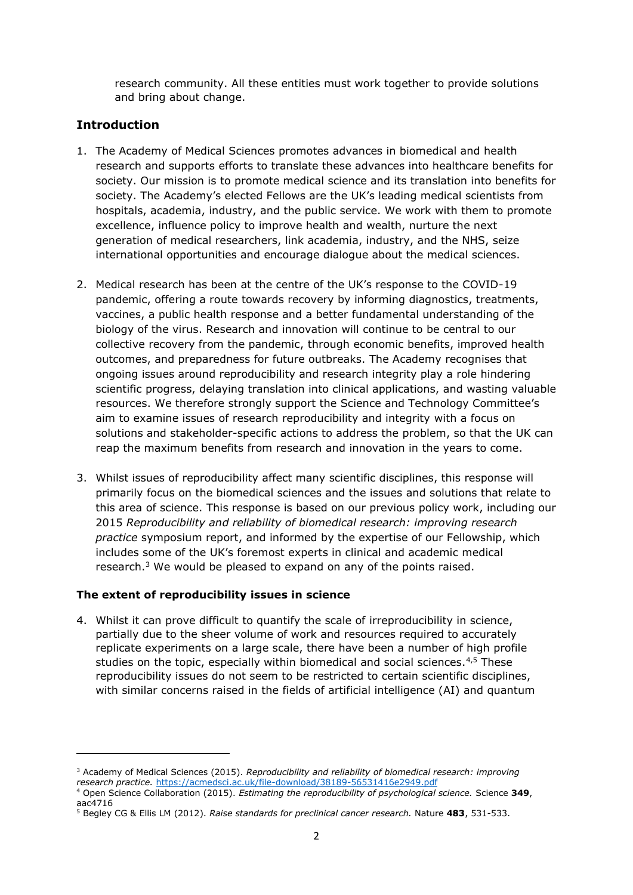research community. All these entities must work together to provide solutions and bring about change.

## Introduction

1. The Academy of Medical Sciences promotes advances in biomedical and health research and supports efforts to translate these advances into healthcare benefits for society. Our mission is to promote medical science and its translation into benefits for society. The Academy's elected Fellows are the UK's leading medical scientists from hospitals, academia, industry, and the public service. We work with them to promote excellence, influence policy to improve health and wealth, nurture the next generation of medical researchers, link academia, industry, and the NHS, seize international opportunities and encourage dialogue about the medical sciences.

2. Medical research has been at the centre of the UK's response to the COVID-19 pandemic, offering a route towards recovery by informing diagnostics, treatments, vaccines, a public health response and a better fundamental understanding of the biology of the virus. Research and innovation will continue to be central to our collective recovery from the pandemic, through economic benefits, improved health outcomes, and preparedness for future outbreaks. The Academy recognises that ongoing issues around reproducibility and research integrity play a role hindering scientific progress, delaying translation into clinical applications, and wasting valuable resources. We therefore strongly support the Science and Technology Committee's aim to examine issues of research reproducibility and integrity with a focus on solutions and stakeholder-specific actions to address the problem, so that the UK can reap the maximum benefits from research and innovation in the years to come.

3. Whilst issues of reproducibility affect many scientific disciplines, this response will primarily focus on the biomedical sciences and the issues and solutions that relate to this area of science. This response is based on our previous policy work, including our 2015 *Reproducibility and reliability of biomedical research: improving research practice* symposium report, and informed by the expertise of our Fellowship, which includes some of the UK's foremost experts in clinical and academic medical research.[3] We would be pleased to expand on any of the points raised.

### The extent of reproducibility issues in science

4. Whilst it can prove difficult to quantify the scale of irreproducibility in science, partially due to the sheer volume of work and resources required to accurately replicate experiments on a large scale, there have been a number of high profile studies on the topic, especially within biomedical and social sciences.[4,5] These reproducibility issues do not seem to be restricted to certain scientific disciplines, with similar concerns raised in the fields of artificial intelligence (AI) and quantum

---

[3] Academy of Medical Sciences (2015). *Reproducibility and reliability of biomedical research: improving research practice.* https://acmedsci.ac.uk/file-download/38189-56531416e2949.pdf

[4] Open Science Collaboration (2015). *Estimating the reproducibility of psychological science.* Science **349**, aac4716

[5] Begley CG & Ellis LM (2012). *Raise standards for preclinical cancer research.* Nature **483**, 531-533.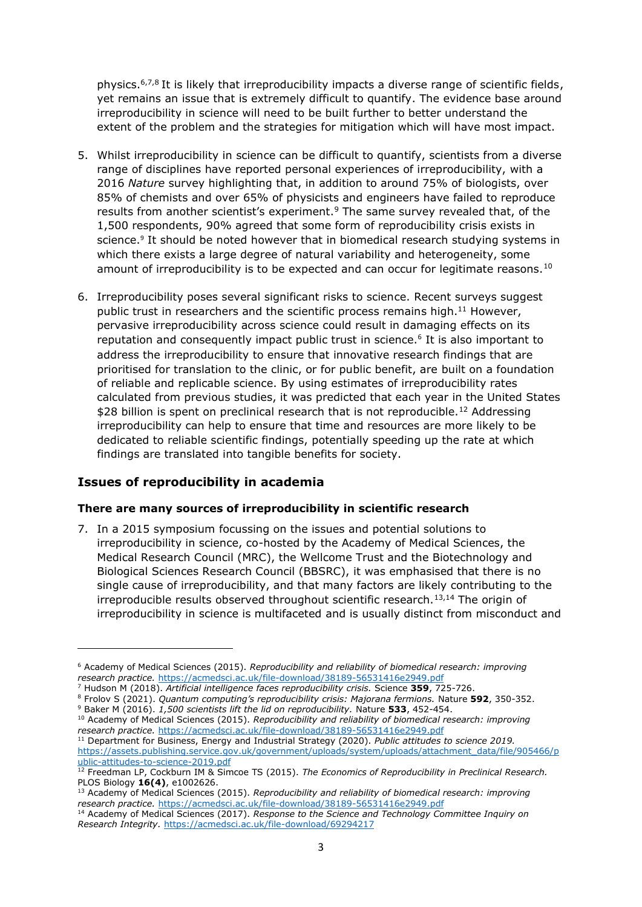physics.[6,7,8] It is likely that irreproducibility impacts a diverse range of scientific fields, yet remains an issue that is extremely difficult to quantify. The evidence base around irreproducibility in science will need to be built further to better understand the extent of the problem and the strategies for mitigation which will have most impact.

5. Whilst irreproducibility in science can be difficult to quantify, scientists from a diverse range of disciplines have reported personal experiences of irreproducibility, with a 2016 *Nature* survey highlighting that, in addition to around 75% of biologists, over 85% of chemists and over 65% of physicists and engineers have failed to reproduce results from another scientist's experiment.[9] The same survey revealed that, of the 1,500 respondents, 90% agreed that some form of reproducibility crisis exists in science.[9] It should be noted however that in biomedical research studying systems in which there exists a large degree of natural variability and heterogeneity, some amount of irreproducibility is to be expected and can occur for legitimate reasons.[10]

6. Irreproducibility poses several significant risks to science. Recent surveys suggest public trust in researchers and the scientific process remains high.[11] However, pervasive irreproducibility across science could result in damaging effects on its reputation and consequently impact public trust in science.[6] It is also important to address the irreproducibility to ensure that innovative research findings that are prioritised for translation to the clinic, or for public benefit, are built on a foundation of reliable and replicable science. By using estimates of irreproducibility rates calculated from previous studies, it was predicted that each year in the United States $28 billion is spent on preclinical research that is not reproducible.[12] Addressing irreproducibility can help to ensure that time and resources are more likely to be dedicated to reliable scientific findings, potentially speeding up the rate at which findings are translated into tangible benefits for society.

## Issues of reproducibility in academia

### There are many sources of irreproducibility in scientific research

7. In a 2015 symposium focussing on the issues and potential solutions to irreproducibility in science, co-hosted by the Academy of Medical Sciences, the Medical Research Council (MRC), the Wellcome Trust and the Biotechnology and Biological Sciences Research Council (BBSRC), it was emphasised that there is no single cause of irreproducibility, and that many factors are likely contributing to the irreproducible results observed throughout scientific research.[13,14] The origin of irreproducibility in science is multifaceted and is usually distinct from misconduct and

---

[6] Academy of Medical Sciences (2015). *Reproducibility and reliability of biomedical research: improving research practice.* https://acmedsci.ac.uk/file-download/38189-56531416e2949.pdf

[7] Hudson M (2018). *Artificial intelligence faces reproducibility crisis.* Science **359**, 725-726.

[8] Frolov S (2021). *Quantum computing's reproducibility crisis: Majorana fermions.* Nature **592**, 350-352.

[9] Baker M (2016). *1,500 scientists lift the lid on reproducibility.* Nature **533**, 452-454.

[10] Academy of Medical Sciences (2015). *Reproducibility and reliability of biomedical research: improving research practice.* https://acmedsci.ac.uk/file-download/38189-56531416e2949.pdf

[11] Department for Business, Energy and Industrial Strategy (2020). *Public attitudes to science 2019.* https://assets.publishing.service.gov.uk/government/uploads/system/uploads/attachment_data/file/905466/public-attitudes-to-science-2019.pdf

[12] Freedman LP, Cockburn IM & Simcoe TS (2015). *The Economics of Reproducibility in Preclinical Research.* PLOS Biology **16(4)**, e1002626.

[13] Academy of Medical Sciences (2015). *Reproducibility and reliability of biomedical research: improving research practice.* https://acmedsci.ac.uk/file-download/38189-56531416e2949.pdf

[14] Academy of Medical Sciences (2017). *Response to the Science and Technology Committee Inquiry on Research Integrity.* https://acmedsci.ac.uk/file-download/69294217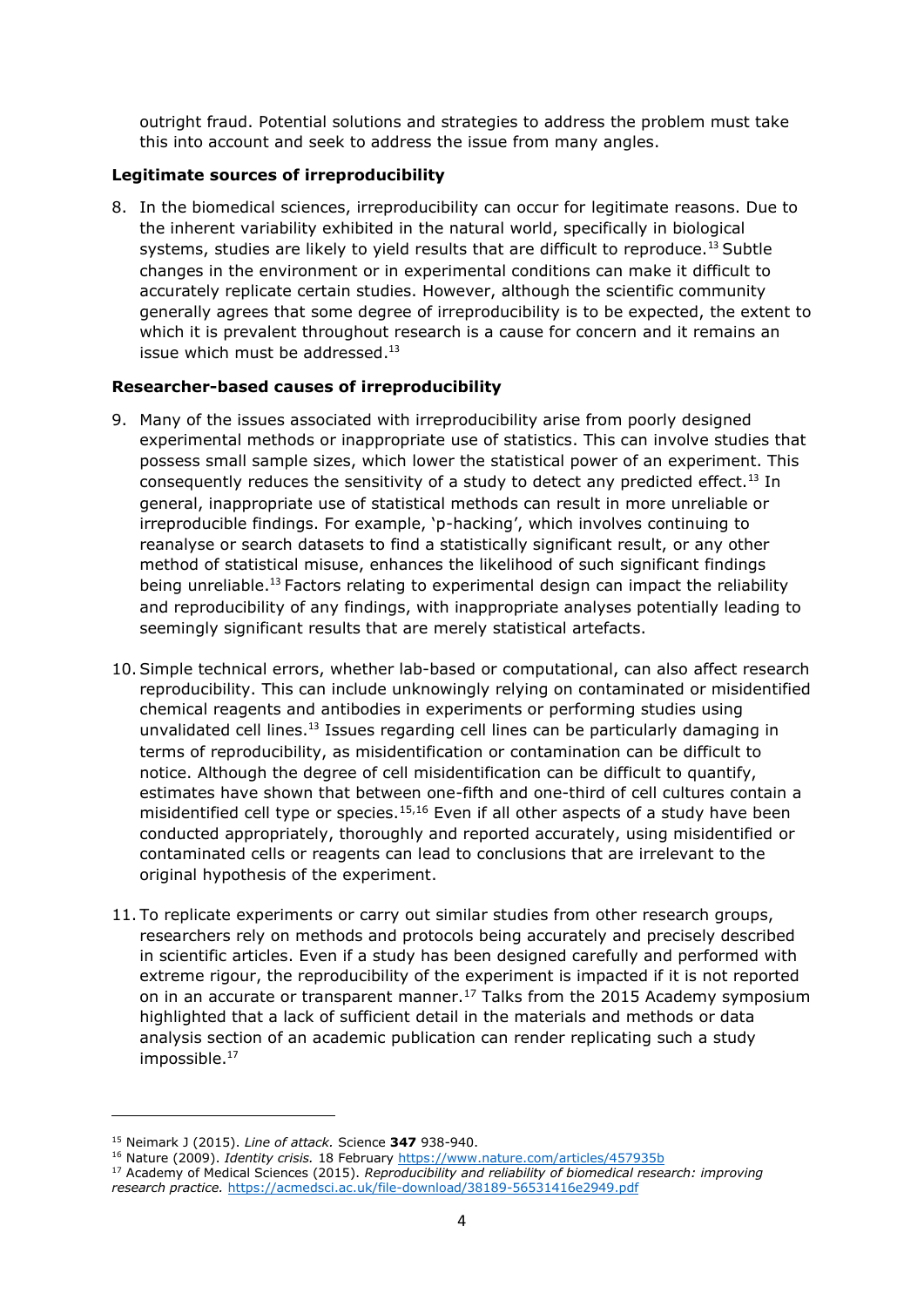outright fraud. Potential solutions and strategies to address the problem must take this into account and seek to address the issue from many angles.

**Legitimate sources of irreproducibility**

8. In the biomedical sciences, irreproducibility can occur for legitimate reasons. Due to the inherent variability exhibited in the natural world, specifically in biological systems, studies are likely to yield results that are difficult to reproduce.[13] Subtle changes in the environment or in experimental conditions can make it difficult to accurately replicate certain studies. However, although the scientific community generally agrees that some degree of irreproducibility is to be expected, the extent to which it is prevalent throughout research is a cause for concern and it remains an issue which must be addressed.[13]

**Researcher-based causes of irreproducibility**

9. Many of the issues associated with irreproducibility arise from poorly designed experimental methods or inappropriate use of statistics. This can involve studies that possess small sample sizes, which lower the statistical power of an experiment. This consequently reduces the sensitivity of a study to detect any predicted effect.[13] In general, inappropriate use of statistical methods can result in more unreliable or irreproducible findings. For example, 'p-hacking', which involves continuing to reanalyse or search datasets to find a statistically significant result, or any other method of statistical misuse, enhances the likelihood of such significant findings being unreliable.[13] Factors relating to experimental design can impact the reliability and reproducibility of any findings, with inappropriate analyses potentially leading to seemingly significant results that are merely statistical artefacts.

10. Simple technical errors, whether lab-based or computational, can also affect research reproducibility. This can include unknowingly relying on contaminated or misidentified chemical reagents and antibodies in experiments or performing studies using unvalidated cell lines.[13] Issues regarding cell lines can be particularly damaging in terms of reproducibility, as misidentification or contamination can be difficult to notice. Although the degree of cell misidentification can be difficult to quantify, estimates have shown that between one-fifth and one-third of cell cultures contain a misidentified cell type or species.[15,16] Even if all other aspects of a study have been conducted appropriately, thoroughly and reported accurately, using misidentified or contaminated cells or reagents can lead to conclusions that are irrelevant to the original hypothesis of the experiment.

11. To replicate experiments or carry out similar studies from other research groups, researchers rely on methods and protocols being accurately and precisely described in scientific articles. Even if a study has been designed carefully and performed with extreme rigour, the reproducibility of the experiment is impacted if it is not reported on in an accurate or transparent manner.[17] Talks from the 2015 Academy symposium highlighted that a lack of sufficient detail in the materials and methods or data analysis section of an academic publication can render replicating such a study impossible.[17]

---

[15] Neimark J (2015). *Line of attack.* Science **347** 938-940.

[16] Nature (2009). *Identity crisis.* 18 February https://www.nature.com/articles/457935b

[17] Academy of Medical Sciences (2015). *Reproducibility and reliability of biomedical research: improving research practice.* https://acmedsci.ac.uk/file-download/38189-56531416e2949.pdf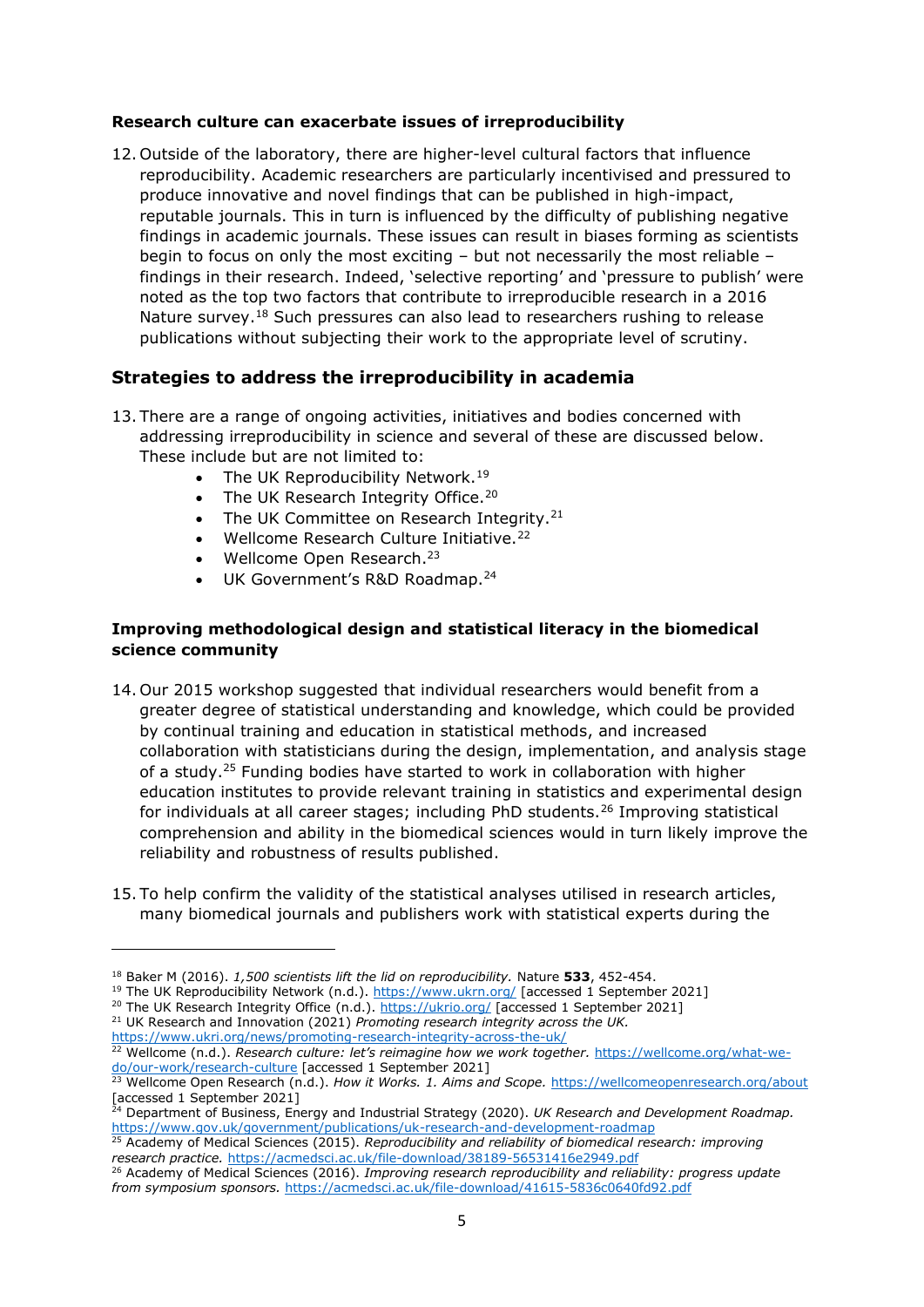### Research culture can exacerbate issues of irreproducibility

12. Outside of the laboratory, there are higher-level cultural factors that influence reproducibility. Academic researchers are particularly incentivised and pressured to produce innovative and novel findings that can be published in high-impact, reputable journals. This in turn is influenced by the difficulty of publishing negative findings in academic journals. These issues can result in biases forming as scientists begin to focus on only the most exciting – but not necessarily the most reliable – findings in their research. Indeed, 'selective reporting' and 'pressure to publish' were noted as the top two factors that contribute to irreproducible research in a 2016 Nature survey.[18] Such pressures can also lead to researchers rushing to release publications without subjecting their work to the appropriate level of scrutiny.

## Strategies to address the irreproducibility in academia

13. There are a range of ongoing activities, initiatives and bodies concerned with addressing irreproducibility in science and several of these are discussed below. These include but are not limited to:
    - The UK Reproducibility Network.[19]
    - The UK Research Integrity Office.[20]
    - The UK Committee on Research Integrity.[21]
    - Wellcome Research Culture Initiative.[22]
    - Wellcome Open Research.[23]
    - UK Government's R&D Roadmap.[24]

### Improving methodological design and statistical literacy in the biomedical science community

14. Our 2015 workshop suggested that individual researchers would benefit from a greater degree of statistical understanding and knowledge, which could be provided by continual training and education in statistical methods, and increased collaboration with statisticians during the design, implementation, and analysis stage of a study.[25] Funding bodies have started to work in collaboration with higher education institutes to provide relevant training in statistics and experimental design for individuals at all career stages; including PhD students.[26] Improving statistical comprehension and ability in the biomedical sciences would in turn likely improve the reliability and robustness of results published.

15. To help confirm the validity of the statistical analyses utilised in research articles, many biomedical journals and publishers work with statistical experts during the

---

[18] Baker M (2016). *1,500 scientists lift the lid on reproducibility.* Nature **533**, 452-454.

[19] The UK Reproducibility Network (n.d.). https://www.ukrn.org/ [accessed 1 September 2021]

[20] The UK Research Integrity Office (n.d.). https://ukrio.org/ [accessed 1 September 2021]

[21] UK Research and Innovation (2021) *Promoting research integrity across the UK.* https://www.ukri.org/news/promoting-research-integrity-across-the-uk/

[22] Wellcome (n.d.). *Research culture: let's reimagine how we work together.* https://wellcome.org/what-we-do/our-work/research-culture [accessed 1 September 2021]

[23] Wellcome Open Research (n.d.). *How it Works. 1. Aims and Scope.* https://wellcomeopenresearch.org/about [accessed 1 September 2021]

[24] Department of Business, Energy and Industrial Strategy (2020). *UK Research and Development Roadmap.* https://www.gov.uk/government/publications/uk-research-and-development-roadmap

[25] Academy of Medical Sciences (2015). *Reproducibility and reliability of biomedical research: improving research practice.* https://acmedsci.ac.uk/file-download/38189-56531416e2949.pdf

[26] Academy of Medical Sciences (2016). *Improving research reproducibility and reliability: progress update from symposium sponsors.* https://acmedsci.ac.uk/file-download/41615-5836c0640fd92.pdf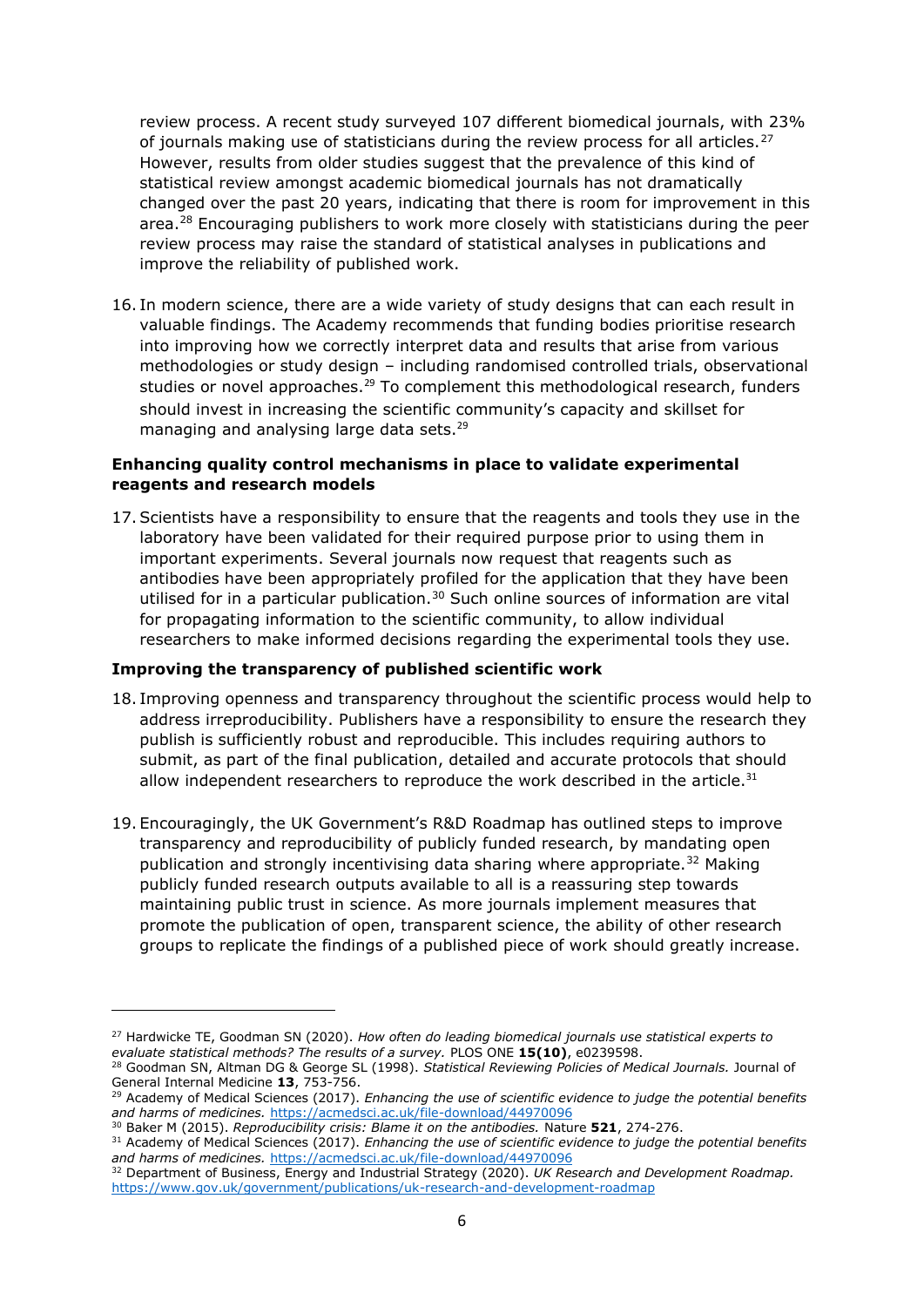review process. A recent study surveyed 107 different biomedical journals, with 23% of journals making use of statisticians during the review process for all articles.[27] However, results from older studies suggest that the prevalence of this kind of statistical review amongst academic biomedical journals has not dramatically changed over the past 20 years, indicating that there is room for improvement in this area.[28] Encouraging publishers to work more closely with statisticians during the peer review process may raise the standard of statistical analyses in publications and improve the reliability of published work.

16. In modern science, there are a wide variety of study designs that can each result in valuable findings. The Academy recommends that funding bodies prioritise research into improving how we correctly interpret data and results that arise from various methodologies or study design – including randomised controlled trials, observational studies or novel approaches.[29] To complement this methodological research, funders should invest in increasing the scientific community's capacity and skillset for managing and analysing large data sets.[29]

**Enhancing quality control mechanisms in place to validate experimental reagents and research models**

17. Scientists have a responsibility to ensure that the reagents and tools they use in the laboratory have been validated for their required purpose prior to using them in important experiments. Several journals now request that reagents such as antibodies have been appropriately profiled for the application that they have been utilised for in a particular publication.[30] Such online sources of information are vital for propagating information to the scientific community, to allow individual researchers to make informed decisions regarding the experimental tools they use.

**Improving the transparency of published scientific work**

18. Improving openness and transparency throughout the scientific process would help to address irreproducibility. Publishers have a responsibility to ensure the research they publish is sufficiently robust and reproducible. This includes requiring authors to submit, as part of the final publication, detailed and accurate protocols that should allow independent researchers to reproduce the work described in the article.[31]

19. Encouragingly, the UK Government's R&D Roadmap has outlined steps to improve transparency and reproducibility of publicly funded research, by mandating open publication and strongly incentivising data sharing where appropriate.[32] Making publicly funded research outputs available to all is a reassuring step towards maintaining public trust in science. As more journals implement measures that promote the publication of open, transparent science, the ability of other research groups to replicate the findings of a published piece of work should greatly increase.

---

[27] Hardwicke TE, Goodman SN (2020). *How often do leading biomedical journals use statistical experts to evaluate statistical methods? The results of a survey.* PLOS ONE **15(10)**, e0239598.

[28] Goodman SN, Altman DG & George SL (1998). *Statistical Reviewing Policies of Medical Journals.* Journal of General Internal Medicine **13**, 753-756.

[29] Academy of Medical Sciences (2017). *Enhancing the use of scientific evidence to judge the potential benefits and harms of medicines.* https://acmedsci.ac.uk/file-download/44970096

[30] Baker M (2015). *Reproducibility crisis: Blame it on the antibodies.* Nature **521**, 274-276.

[31] Academy of Medical Sciences (2017). *Enhancing the use of scientific evidence to judge the potential benefits and harms of medicines.* https://acmedsci.ac.uk/file-download/44970096

[32] Department of Business, Energy and Industrial Strategy (2020). *UK Research and Development Roadmap.* https://www.gov.uk/government/publications/uk-research-and-development-roadmap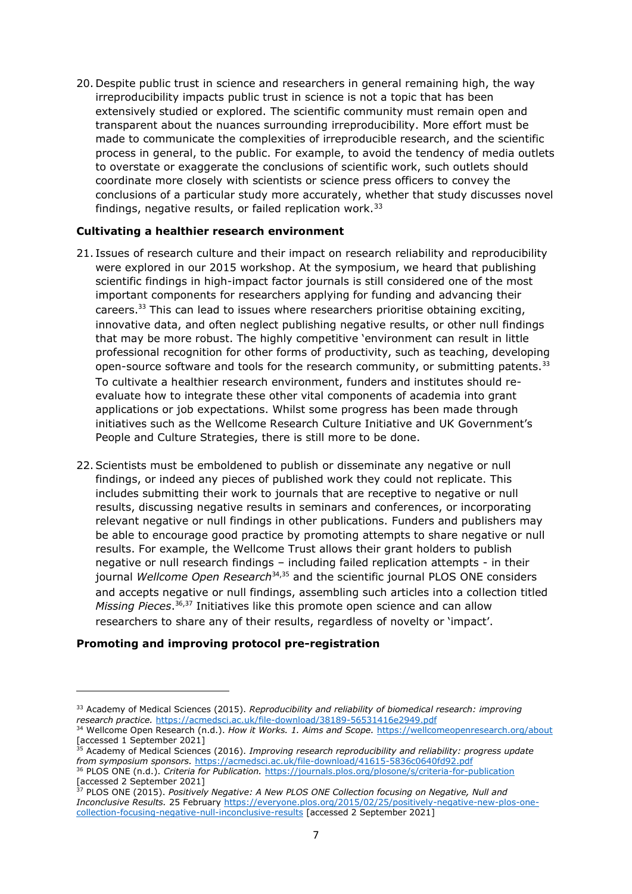20. Despite public trust in science and researchers in general remaining high, the way irreproducibility impacts public trust in science is not a topic that has been extensively studied or explored. The scientific community must remain open and transparent about the nuances surrounding irreproducibility. More effort must be made to communicate the complexities of irreproducible research, and the scientific process in general, to the public. For example, to avoid the tendency of media outlets to overstate or exaggerate the conclusions of scientific work, such outlets should coordinate more closely with scientists or science press officers to convey the conclusions of a particular study more accurately, whether that study discusses novel findings, negative results, or failed replication work.[33]

**Cultivating a healthier research environment**

21. Issues of research culture and their impact on research reliability and reproducibility were explored in our 2015 workshop. At the symposium, we heard that publishing scientific findings in high-impact factor journals is still considered one of the most important components for researchers applying for funding and advancing their careers.[33] This can lead to issues where researchers prioritise obtaining exciting, innovative data, and often neglect publishing negative results, or other null findings that may be more robust. The highly competitive 'environment can result in little professional recognition for other forms of productivity, such as teaching, developing open-source software and tools for the research community, or submitting patents.[33] To cultivate a healthier research environment, funders and institutes should re-evaluate how to integrate these other vital components of academia into grant applications or job expectations. Whilst some progress has been made through initiatives such as the Wellcome Research Culture Initiative and UK Government's People and Culture Strategies, there is still more to be done.

22. Scientists must be emboldened to publish or disseminate any negative or null findings, or indeed any pieces of published work they could not replicate. This includes submitting their work to journals that are receptive to negative or null results, discussing negative results in seminars and conferences, or incorporating relevant negative or null findings in other publications. Funders and publishers may be able to encourage good practice by promoting attempts to share negative or null results. For example, the Wellcome Trust allows their grant holders to publish negative or null research findings – including failed replication attempts - in their journal *Wellcome Open Research*[34,35] and the scientific journal PLOS ONE considers and accepts negative or null findings, assembling such articles into a collection titled *Missing Pieces*.[36,37] Initiatives like this promote open science and can allow researchers to share any of their results, regardless of novelty or 'impact'.

**Promoting and improving protocol pre-registration**

---

[33] Academy of Medical Sciences (2015). *Reproducibility and reliability of biomedical research: improving research practice.* https://acmedsci.ac.uk/file-download/38189-56531416e2949.pdf

[34] Wellcome Open Research (n.d.). *How it Works. 1. Aims and Scope.* https://wellcomeopenresearch.org/about [accessed 1 September 2021]

[35] Academy of Medical Sciences (2016). *Improving research reproducibility and reliability: progress update from symposium sponsors.* https://acmedsci.ac.uk/file-download/41615-5836c0640fd92.pdf

[36] PLOS ONE (n.d.). *Criteria for Publication.* https://journals.plos.org/plosone/s/criteria-for-publication [accessed 2 September 2021]

[37] PLOS ONE (2015). *Positively Negative: A New PLOS ONE Collection focusing on Negative, Null and Inconclusive Results.* 25 February https://everyone.plos.org/2015/02/25/positively-negative-new-plos-one-collection-focusing-negative-null-inconclusive-results [accessed 2 September 2021]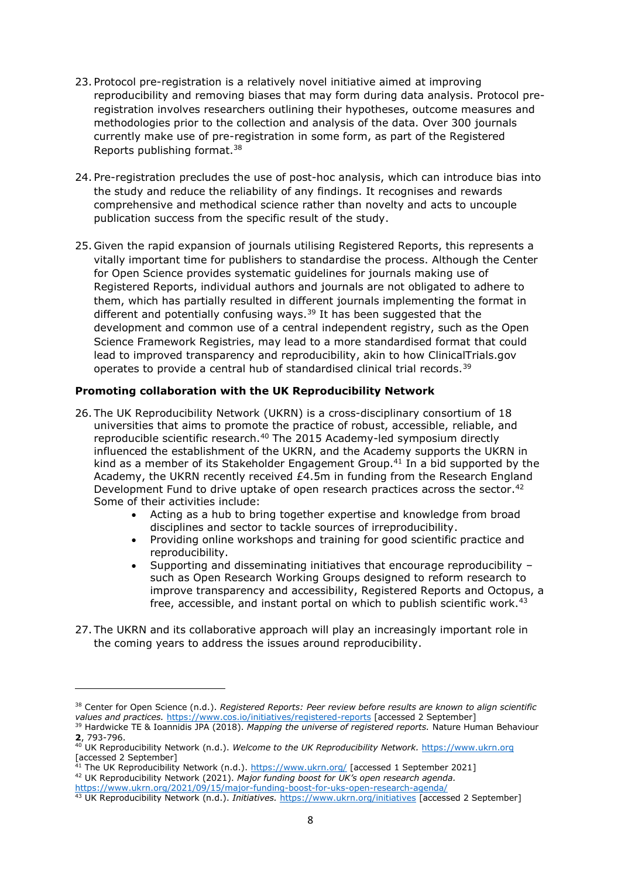23. Protocol pre-registration is a relatively novel initiative aimed at improving reproducibility and removing biases that may form during data analysis. Protocol pre-registration involves researchers outlining their hypotheses, outcome measures and methodologies prior to the collection and analysis of the data. Over 300 journals currently make use of pre-registration in some form, as part of the Registered Reports publishing format.[38]

24. Pre-registration precludes the use of post-hoc analysis, which can introduce bias into the study and reduce the reliability of any findings. It recognises and rewards comprehensive and methodical science rather than novelty and acts to uncouple publication success from the specific result of the study.

25. Given the rapid expansion of journals utilising Registered Reports, this represents a vitally important time for publishers to standardise the process. Although the Center for Open Science provides systematic guidelines for journals making use of Registered Reports, individual authors and journals are not obligated to adhere to them, which has partially resulted in different journals implementing the format in different and potentially confusing ways.[39] It has been suggested that the development and common use of a central independent registry, such as the Open Science Framework Registries, may lead to a more standardised format that could lead to improved transparency and reproducibility, akin to how ClinicalTrials.gov operates to provide a central hub of standardised clinical trial records.[39]

**Promoting collaboration with the UK Reproducibility Network**

26. The UK Reproducibility Network (UKRN) is a cross-disciplinary consortium of 18 universities that aims to promote the practice of robust, accessible, reliable, and reproducible scientific research.[40] The 2015 Academy-led symposium directly influenced the establishment of the UKRN, and the Academy supports the UKRN in kind as a member of its Stakeholder Engagement Group.[41] In a bid supported by the Academy, the UKRN recently received £4.5m in funding from the Research England Development Fund to drive uptake of open research practices across the sector.[42] Some of their activities include:
    - Acting as a hub to bring together expertise and knowledge from broad disciplines and sector to tackle sources of irreproducibility.
    - Providing online workshops and training for good scientific practice and reproducibility.
    - Supporting and disseminating initiatives that encourage reproducibility – such as Open Research Working Groups designed to reform research to improve transparency and accessibility, Registered Reports and Octopus, a free, accessible, and instant portal on which to publish scientific work.[43]

27. The UKRN and its collaborative approach will play an increasingly important role in the coming years to address the issues around reproducibility.

---

[38] Center for Open Science (n.d.). *Registered Reports: Peer review before results are known to align scientific values and practices.* https://www.cos.io/initiatives/registered-reports [accessed 2 September]

[39] Hardwicke TE & Ioannidis JPA (2018). *Mapping the universe of registered reports.* Nature Human Behaviour **2**, 793-796.

[40] UK Reproducibility Network (n.d.). *Welcome to the UK Reproducibility Network.* https://www.ukrn.org [accessed 2 September]

[41] The UK Reproducibility Network (n.d.). https://www.ukrn.org/ [accessed 1 September 2021]

[42] UK Reproducibility Network (2021). *Major funding boost for UK's open research agenda.* https://www.ukrn.org/2021/09/15/major-funding-boost-for-uks-open-research-agenda/

[43] UK Reproducibility Network (n.d.). *Initiatives.* https://www.ukrn.org/initiatives [accessed 2 September]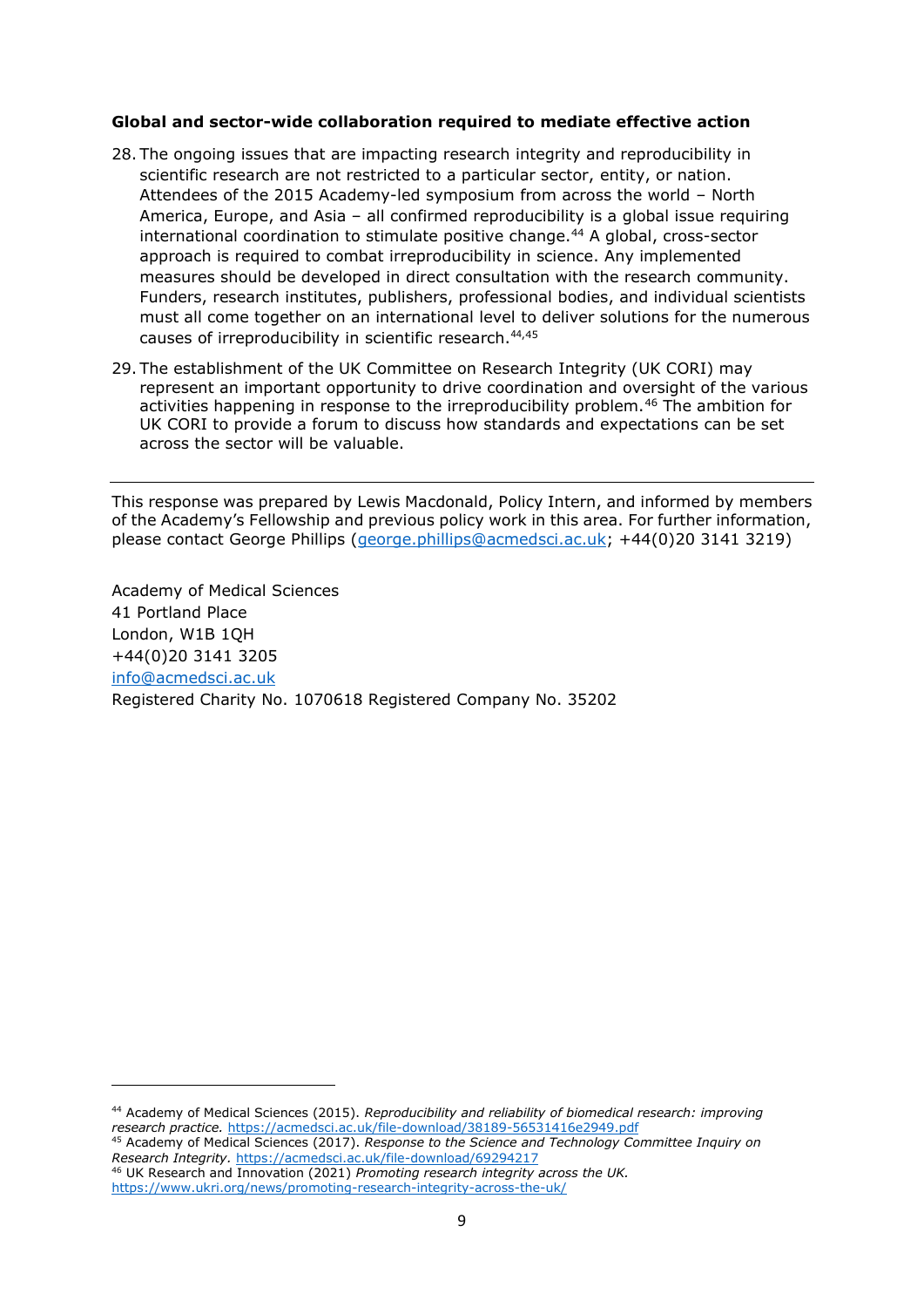**Global and sector-wide collaboration required to mediate effective action**

28. The ongoing issues that are impacting research integrity and reproducibility in scientific research are not restricted to a particular sector, entity, or nation. Attendees of the 2015 Academy-led symposium from across the world – North America, Europe, and Asia – all confirmed reproducibility is a global issue requiring international coordination to stimulate positive change.[44] A global, cross-sector approach is required to combat irreproducibility in science. Any implemented measures should be developed in direct consultation with the research community. Funders, research institutes, publishers, professional bodies, and individual scientists must all come together on an international level to deliver solutions for the numerous causes of irreproducibility in scientific research.[44,45]

29. The establishment of the UK Committee on Research Integrity (UK CORI) may represent an important opportunity to drive coordination and oversight of the various activities happening in response to the irreproducibility problem.[46] The ambition for UK CORI to provide a forum to discuss how standards and expectations can be set across the sector will be valuable.

---

This response was prepared by Lewis Macdonald, Policy Intern, and informed by members of the Academy's Fellowship and previous policy work in this area. For further information, please contact George Phillips (george.phillips@acmedsci.ac.uk; +44(0)20 3141 3219)

Academy of Medical Sciences
41 Portland Place
London, W1B 1QH
+44(0)20 3141 3205
info@acmedsci.ac.uk
Registered Charity No. 1070618 Registered Company No. 35202

---

[44] Academy of Medical Sciences (2015). *Reproducibility and reliability of biomedical research: improving research practice.* https://acmedsci.ac.uk/file-download/38189-56531416e2949.pdf

[45] Academy of Medical Sciences (2017). *Response to the Science and Technology Committee Inquiry on Research Integrity.* https://acmedsci.ac.uk/file-download/69294217

[46] UK Research and Innovation (2021) *Promoting research integrity across the UK.* https://www.ukri.org/news/promoting-research-integrity-across-the-uk/